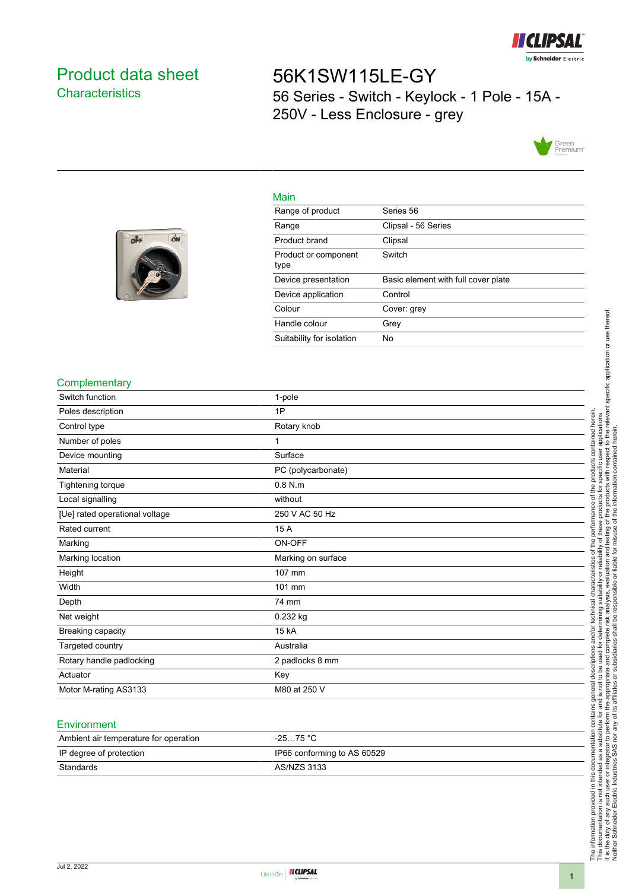# Product data sheet

## Characteristics

# 56K1SW115LE-GY

56 Series - Switch - Keylock - 1 Pole - 15A - 250V - Less Enclosure - grey

### Main

| | |
|---|---|
| Range of product | Series 56 |
| Range | Clipsal - 56 Series |
| Product brand | Clipsal |
| Product or component type | Switch |
| Device presentation | Basic element with full cover plate |
| Device application | Control |
| Colour | Cover: grey |
| Handle colour | Grey |
| Suitability for isolation | No |

### Complementary

| | |
|---|---|
| Switch function | 1-pole |
| Poles description | 1P |
| Control type | Rotary knob |
| Number of poles | 1 |
| Device mounting | Surface |
| Material | PC (polycarbonate) |
| Tightening torque | 0.8 N.m |
| Local signalling | without |
| [Ue] rated operational voltage | 250 V AC 50 Hz |
| Rated current | 15 A |
| Marking | ON-OFF |
| Marking location | Marking on surface |
| Height | 107 mm |
| Width | 101 mm |
| Depth | 74 mm |
| Net weight | 0.232 kg |
| Breaking capacity | 15 kA |
| Targeted country | Australia |
| Rotary handle padlocking | 2 padlocks 8 mm |
| Actuator | Key |
| Motor M-rating AS3133 | M80 at 250 V |

### Environment

| | |
|---|---|
| Ambient air temperature for operation | -25…75 °C |
| IP degree of protection | IP66 conforming to AS 60529 |
| Standards | AS/NZS 3133 |

The information provided in this documentation contains general descriptions and/or technical characteristics of the performance of the products contained herein. This documentation is not intended as a substitute for and is not to be used for determining suitability or reliability of these products for specific user applications. It is the duty of any such user or integrator to perform the appropriate and complete risk analysis, evaluation and testing of the products with respect to the relevant specific application or use thereof. Neither Schneider Electric Industries SAS nor any of its affiliates or subsidiaries shall be responsible or liable for misuse of the information contained herein.

Jul 2, 2022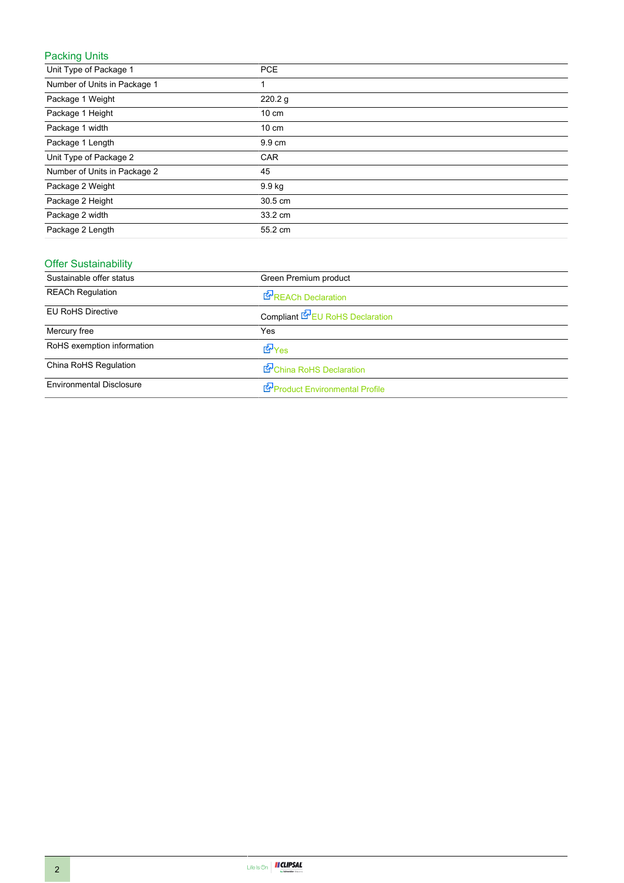## Packing Units

| | |
|---|---|
| Unit Type of Package 1 | PCE |
| Number of Units in Package 1 | 1 |
| Package 1 Weight | 220.2 g |
| Package 1 Height | 10 cm |
| Package 1 width | 10 cm |
| Package 1 Length | 9.9 cm |
| Unit Type of Package 2 | CAR |
| Number of Units in Package 2 | 45 |
| Package 2 Weight | 9.9 kg |
| Package 2 Height | 30.5 cm |
| Package 2 width | 33.2 cm |
| Package 2 Length | 55.2 cm |

## Offer Sustainability

| | |
|---|---|
| Sustainable offer status | Green Premium product |
| REACh Regulation | REACh Declaration |
| EU RoHS Directive | Compliant EU RoHS Declaration |
| Mercury free | Yes |
| RoHS exemption information | Yes |
| China RoHS Regulation | China RoHS Declaration |
| Environmental Disclosure | Product Environmental Profile |